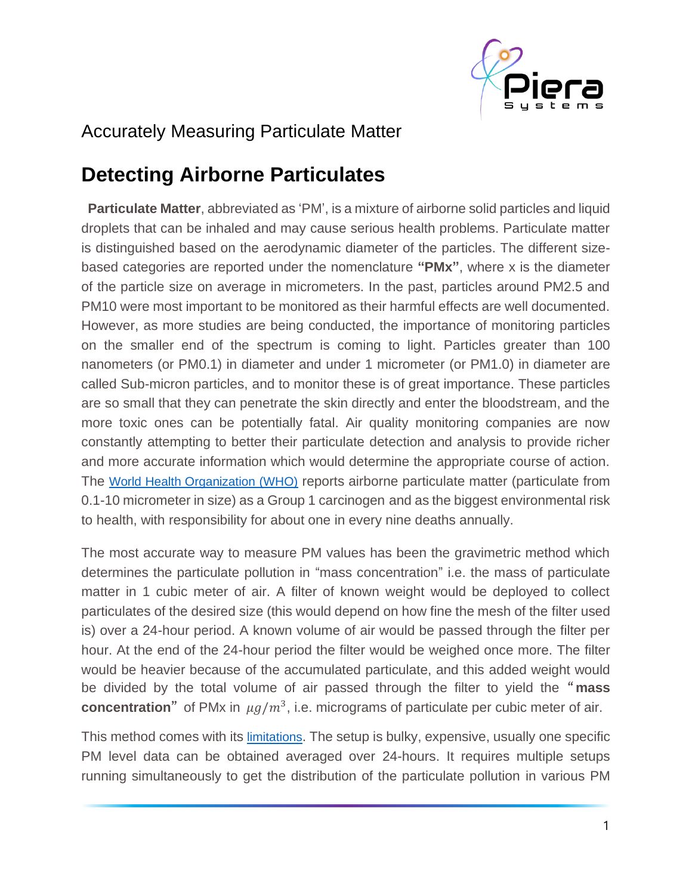Accurately Measuring Particulate Matter

# Detecting Airborne Particulates

**Particulate Matter**, abbreviated as 'PM', is a mixture of airborne solid particles and liquid droplets that can be inhaled and may cause serious health problems. Particulate matter is distinguished based on the aerodynamic diameter of the particles. The different size-based categories are reported under the nomenclature **"PMx"**, where x is the diameter of the particle size on average in micrometers. In the past, particles around PM2.5 and PM10 were most important to be monitored as their harmful effects are well documented. However, as more studies are being conducted, the importance of monitoring particles on the smaller end of the spectrum is coming to light. Particles greater than 100 nanometers (or PM0.1) in diameter and under 1 micrometer (or PM1.0) in diameter are called Sub-micron particles, and to monitor these is of great importance. These particles are so small that they can penetrate the skin directly and enter the bloodstream, and the more toxic ones can be potentially fatal. Air quality monitoring companies are now constantly attempting to better their particulate detection and analysis to provide richer and more accurate information which would determine the appropriate course of action. The [World Health Organization (WHO)] reports airborne particulate matter (particulate from 0.1-10 micrometer in size) as a Group 1 carcinogen and as the biggest environmental risk to health, with responsibility for about one in every nine deaths annually.

The most accurate way to measure PM values has been the gravimetric method which determines the particulate pollution in "mass concentration" i.e. the mass of particulate matter in 1 cubic meter of air. A filter of known weight would be deployed to collect particulates of the desired size (this would depend on how fine the mesh of the filter used is) over a 24-hour period. A known volume of air would be passed through the filter per hour. At the end of the 24-hour period the filter would be weighed once more. The filter would be heavier because of the accumulated particulate, and this added weight would be divided by the total volume of air passed through the filter to yield the "**mass concentration**" of PMx in $\mu g/m^3$, i.e. micrograms of particulate per cubic meter of air.

This method comes with its [limitations]. The setup is bulky, expensive, usually one specific PM level data can be obtained averaged over 24-hours. It requires multiple setups running simultaneously to get the distribution of the particulate pollution in various PM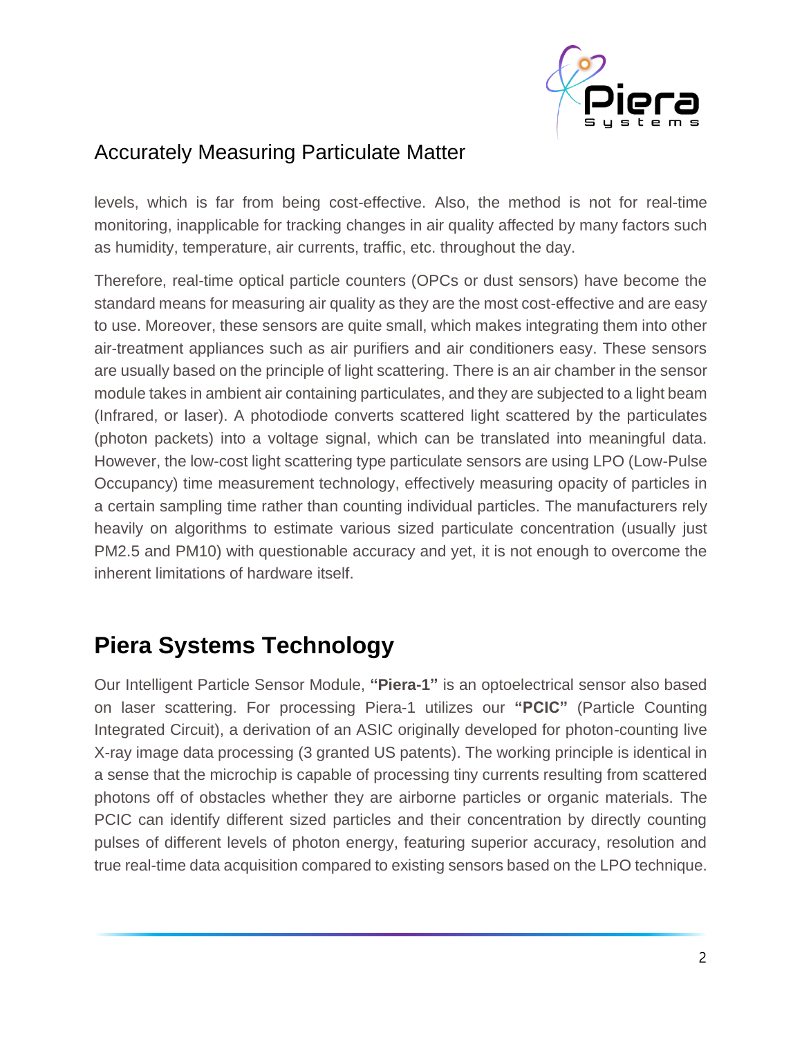levels, which is far from being cost-effective. Also, the method is not for real-time monitoring, inapplicable for tracking changes in air quality affected by many factors such as humidity, temperature, air currents, traffic, etc. throughout the day.

Therefore, real-time optical particle counters (OPCs or dust sensors) have become the standard means for measuring air quality as they are the most cost-effective and are easy to use. Moreover, these sensors are quite small, which makes integrating them into other air-treatment appliances such as air purifiers and air conditioners easy. These sensors are usually based on the principle of light scattering. There is an air chamber in the sensor module takes in ambient air containing particulates, and they are subjected to a light beam (Infrared, or laser). A photodiode converts scattered light scattered by the particulates (photon packets) into a voltage signal, which can be translated into meaningful data. However, the low-cost light scattering type particulate sensors are using LPO (Low-Pulse Occupancy) time measurement technology, effectively measuring opacity of particles in a certain sampling time rather than counting individual particles. The manufacturers rely heavily on algorithms to estimate various sized particulate concentration (usually just PM2.5 and PM10) with questionable accuracy and yet, it is not enough to overcome the inherent limitations of hardware itself.

## Piera Systems Technology

Our Intelligent Particle Sensor Module, **"Piera-1"** is an optoelectrical sensor also based on laser scattering. For processing Piera-1 utilizes our **"PCIC"** (Particle Counting Integrated Circuit), a derivation of an ASIC originally developed for photon-counting live X-ray image data processing (3 granted US patents). The working principle is identical in a sense that the microchip is capable of processing tiny currents resulting from scattered photons off of obstacles whether they are airborne particles or organic materials. The PCIC can identify different sized particles and their concentration by directly counting pulses of different levels of photon energy, featuring superior accuracy, resolution and true real-time data acquisition compared to existing sensors based on the LPO technique.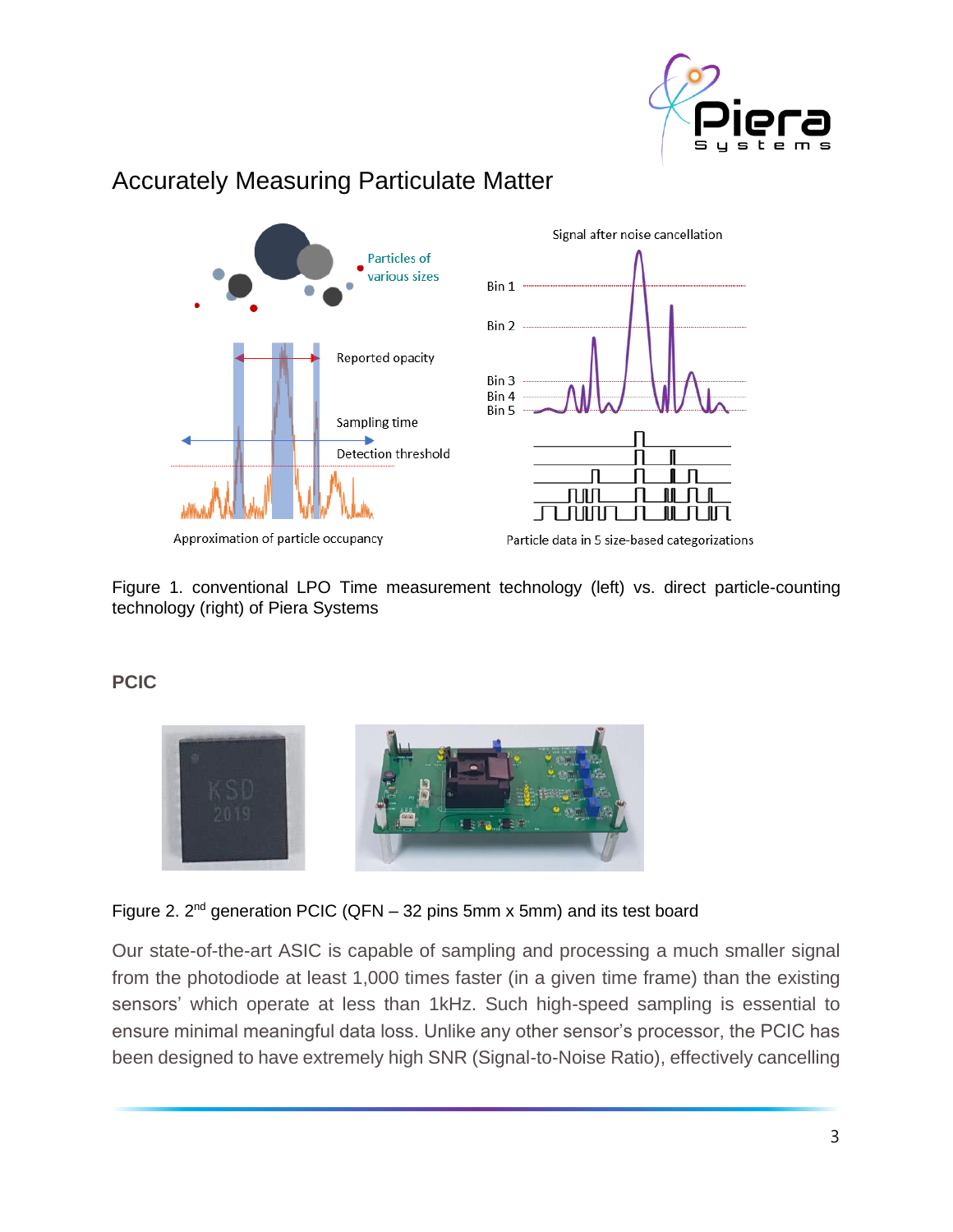## Accurately Measuring Particulate Matter

Particles of various sizes

Reported opacity

Sampling time

Detection threshold

Approximation of particle occupancy

Signal after noise cancellation

Bin 1

Bin 2

Bin 3

Bin 4

Bin 5

Particle data in 5 size-based categorizations

Figure 1. conventional LPO Time measurement technology (left) vs. direct particle-counting technology (right) of Piera Systems

### PCIC

KSD 2019

Figure 2. 2nd generation PCIC (QFN – 32 pins 5mm x 5mm) and its test board

Our state-of-the-art ASIC is capable of sampling and processing a much smaller signal from the photodiode at least 1,000 times faster (in a given time frame) than the existing sensors' which operate at less than 1kHz. Such high-speed sampling is essential to ensure minimal meaningful data loss. Unlike any other sensor's processor, the PCIC has been designed to have extremely high SNR (Signal-to-Noise Ratio), effectively cancelling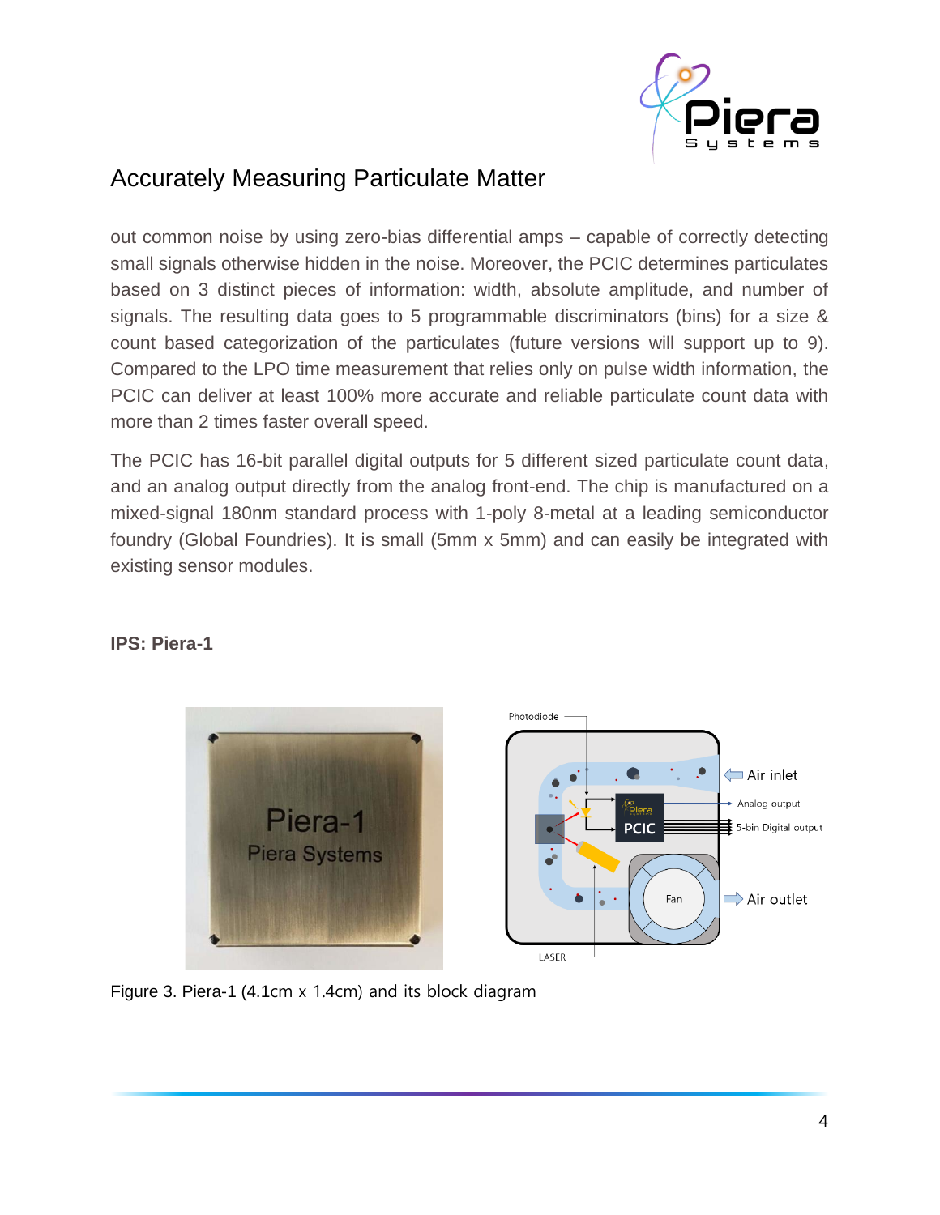## Accurately Measuring Particulate Matter

out common noise by using zero-bias differential amps – capable of correctly detecting small signals otherwise hidden in the noise. Moreover, the PCIC determines particulates based on 3 distinct pieces of information: width, absolute amplitude, and number of signals. The resulting data goes to 5 programmable discriminators (bins) for a size & count based categorization of the particulates (future versions will support up to 9). Compared to the LPO time measurement that relies only on pulse width information, the PCIC can deliver at least 100% more accurate and reliable particulate count data with more than 2 times faster overall speed.

The PCIC has 16-bit parallel digital outputs for 5 different sized particulate count data, and an analog output directly from the analog front-end. The chip is manufactured on a mixed-signal 180nm standard process with 1-poly 8-metal at a leading semiconductor foundry (Global Foundries). It is small (5mm x 5mm) and can easily be integrated with existing sensor modules.

**IPS: Piera-1**

Piera-1
Piera Systems

Photodiode
Air inlet
Analog output
PCIC
5-bin Digital output
Fan
Air outlet
LASER

Figure 3. Piera-1 (4.1cm x 1.4cm) and its block diagram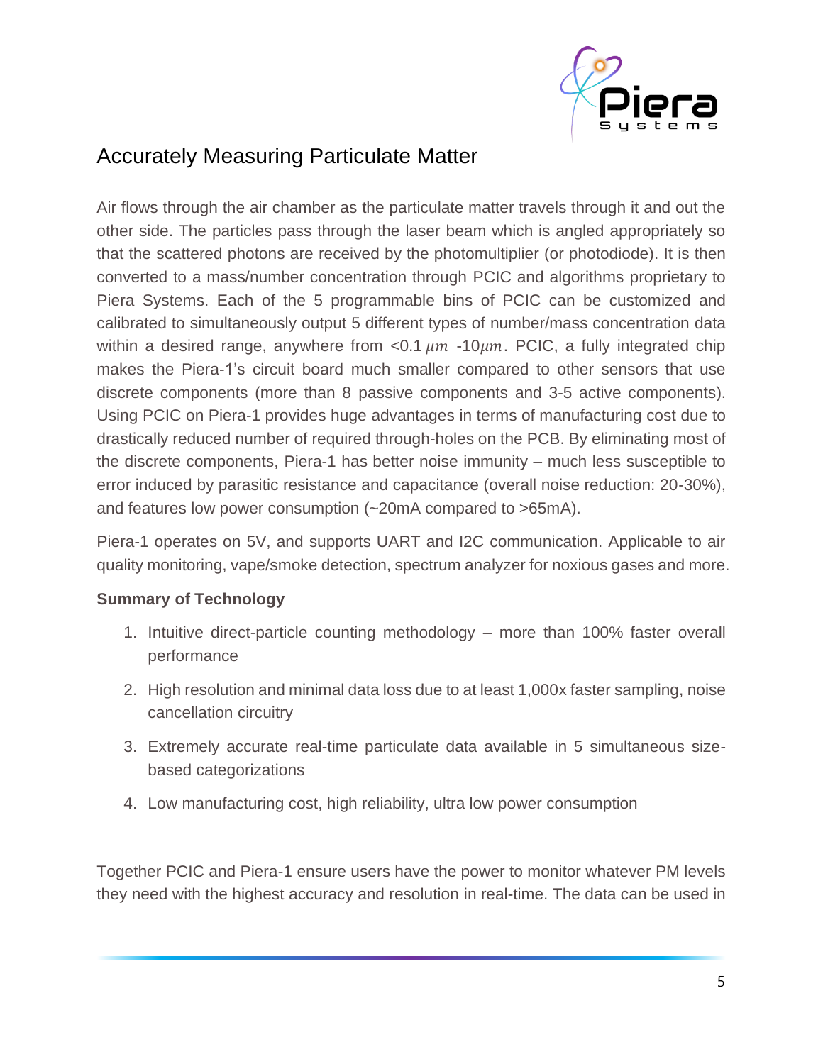## Accurately Measuring Particulate Matter

Air flows through the air chamber as the particulate matter travels through it and out the other side. The particles pass through the laser beam which is angled appropriately so that the scattered photons are received by the photomultiplier (or photodiode). It is then converted to a mass/number concentration through PCIC and algorithms proprietary to Piera Systems. Each of the 5 programmable bins of PCIC can be customized and calibrated to simultaneously output 5 different types of number/mass concentration data within a desired range, anywhere from <0.1 $\mu m$ -10$\mu m$. PCIC, a fully integrated chip makes the Piera-1's circuit board much smaller compared to other sensors that use discrete components (more than 8 passive components and 3-5 active components). Using PCIC on Piera-1 provides huge advantages in terms of manufacturing cost due to drastically reduced number of required through-holes on the PCB. By eliminating most of the discrete components, Piera-1 has better noise immunity – much less susceptible to error induced by parasitic resistance and capacitance (overall noise reduction: 20-30%), and features low power consumption (~20mA compared to >65mA).

Piera-1 operates on 5V, and supports UART and I2C communication. Applicable to air quality monitoring, vape/smoke detection, spectrum analyzer for noxious gases and more.

**Summary of Technology**

1. Intuitive direct-particle counting methodology – more than 100% faster overall performance
2. High resolution and minimal data loss due to at least 1,000x faster sampling, noise cancellation circuitry
3. Extremely accurate real-time particulate data available in 5 simultaneous size-based categorizations
4. Low manufacturing cost, high reliability, ultra low power consumption

Together PCIC and Piera-1 ensure users have the power to monitor whatever PM levels they need with the highest accuracy and resolution in real-time. The data can be used in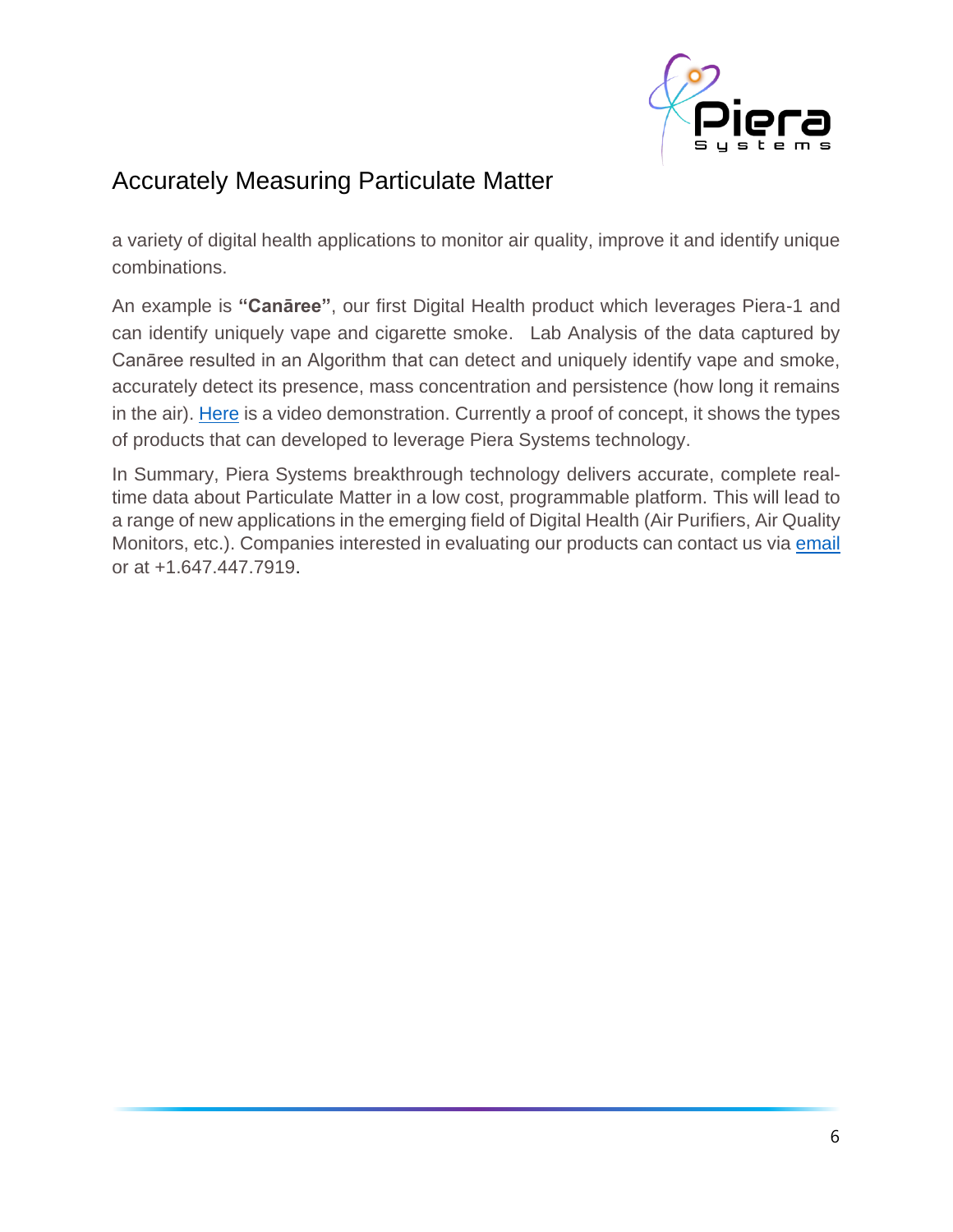## Accurately Measuring Particulate Matter

a variety of digital health applications to monitor air quality, improve it and identify unique combinations.

An example is **"Canāree"**, our first Digital Health product which leverages Piera-1 and can identify uniquely vape and cigarette smoke. Lab Analysis of the data captured by Canāree resulted in an Algorithm that can detect and uniquely identify vape and smoke, accurately detect its presence, mass concentration and persistence (how long it remains in the air). Here is a video demonstration. Currently a proof of concept, it shows the types of products that can developed to leverage Piera Systems technology.

In Summary, Piera Systems breakthrough technology delivers accurate, complete real-time data about Particulate Matter in a low cost, programmable platform. This will lead to a range of new applications in the emerging field of Digital Health (Air Purifiers, Air Quality Monitors, etc.). Companies interested in evaluating our products can contact us via email or at +1.647.447.7919.